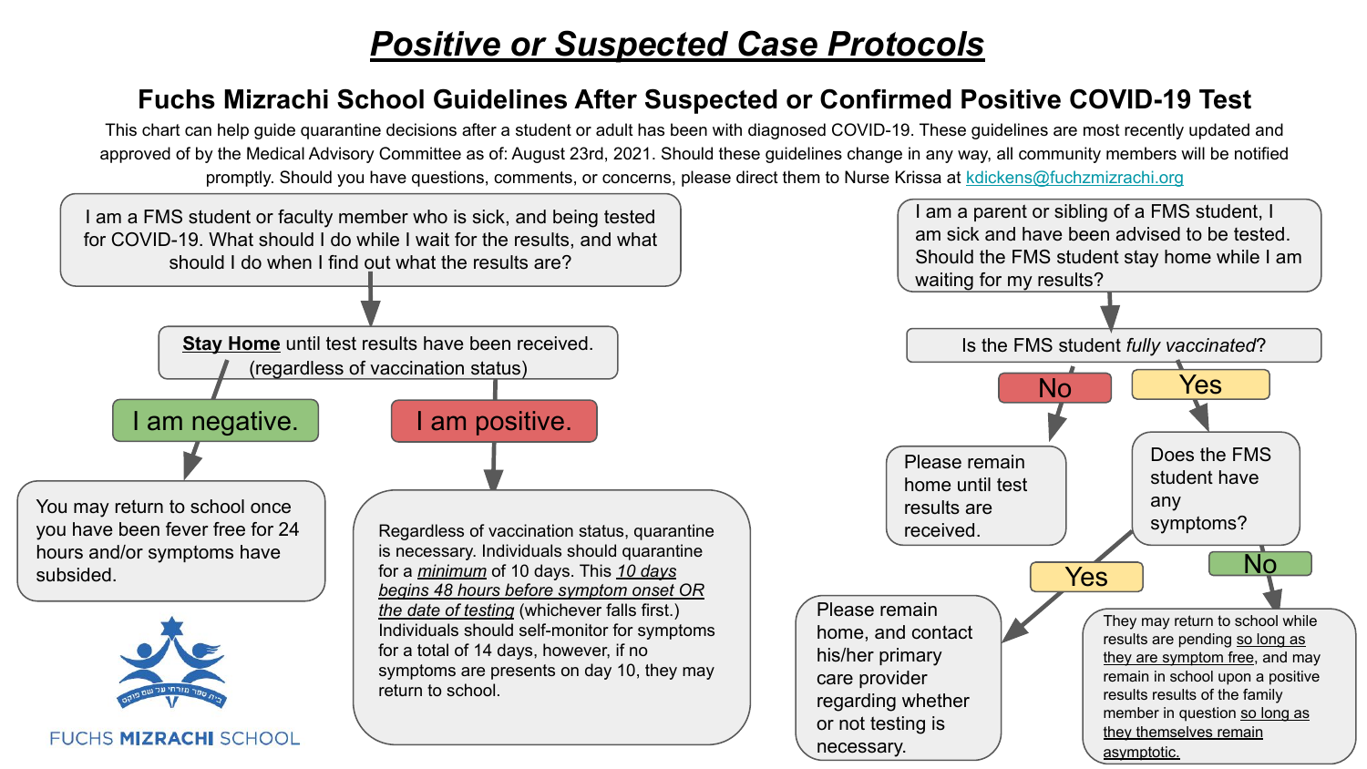# ***Positive or Suspected Case Protocols***

## Fuchs Mizrachi School Guidelines After Suspected or Confirmed Positive COVID-19 Test

This chart can help guide quarantine decisions after a student or adult has been with diagnosed COVID-19. These guidelines are most recently updated and approved of by the Medical Advisory Committee as of: August 23rd, 2021. Should these guidelines change in any way, all community members will be notified promptly. Should you have questions, comments, or concerns, please direct them to Nurse Krissa at kdickens@fuchzmizrachi.org

### I am a FMS student or faculty member who is sick, and being tested for COVID-19. What should I do while I wait for the results, and what should I do when I find out what the results are?

**Stay Home** until test results have been received. (regardless of vaccination status)

- **I am negative.**
  - You may return to school once you have been fever free for 24 hours and/or symptoms have subsided.
- **I am positive.**
  - Regardless of vaccination status, quarantine is necessary. Individuals should quarantine for a *minimum* of 10 days. This *10 days begins 48 hours before symptom onset OR the date of testing* (whichever falls first.) Individuals should self-monitor for symptoms for a total of 14 days, however, if no symptoms are presents on day 10, they may return to school.

### I am a parent or sibling of a FMS student, I am sick and have been advised to be tested. Should the FMS student stay home while I am waiting for my results?

Is the FMS student *fully vaccinated*?

- **No**
  - Please remain home until test results are received.
- **Yes**
  - Does the FMS student have any symptoms?
    - **Yes**
      - Please remain home, and contact his/her primary care provider regarding whether or not testing is necessary.
    - **No**
      - They may return to school while results are pending so long as they are symptom free, and may remain in school upon a positive results results of the family member in question so long as they themselves remain asymptotic.

FUCHS **MIZRACHI** SCHOOL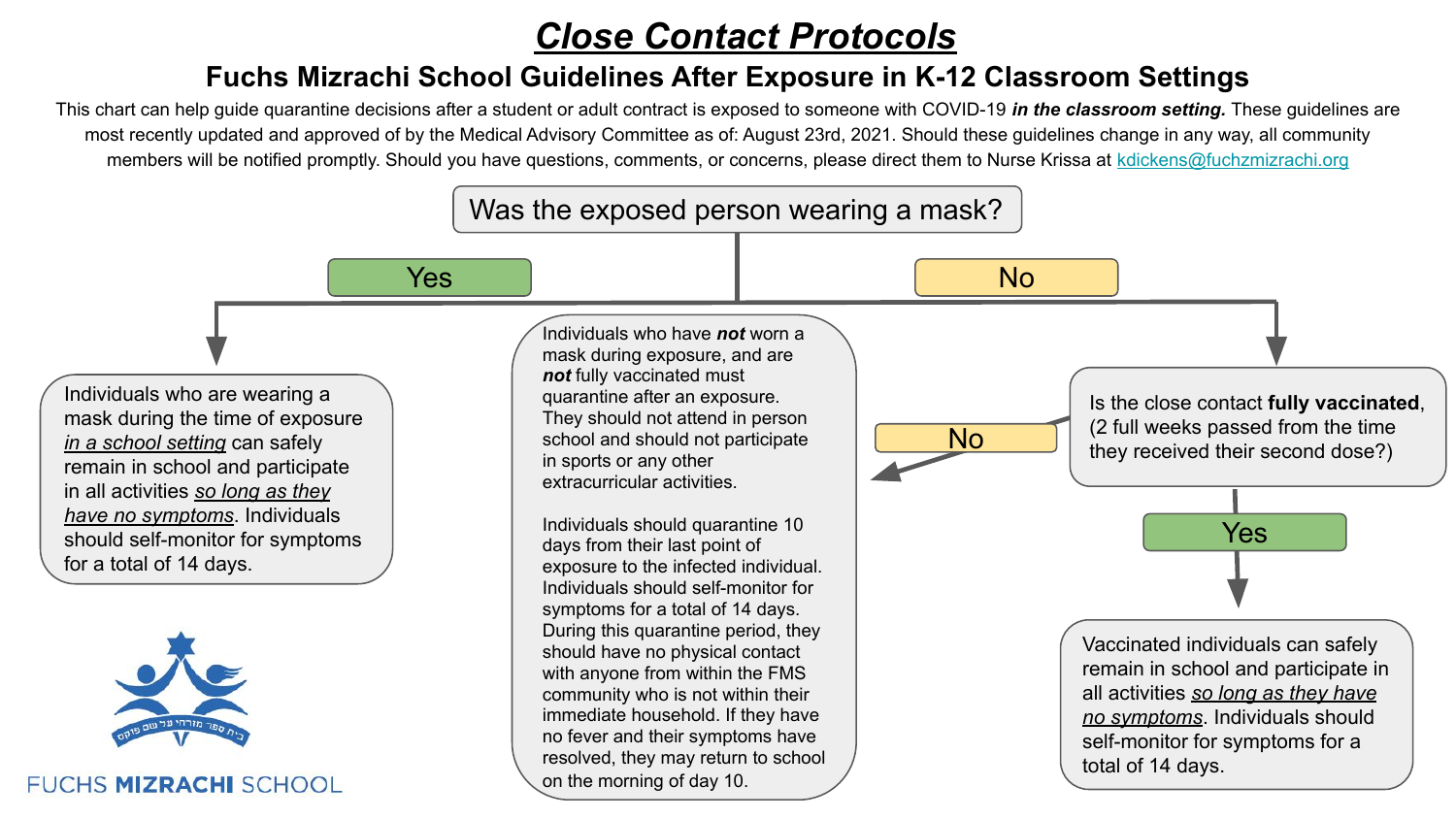# ***Close Contact Protocols***

## Fuchs Mizrachi School Guidelines After Exposure in K-12 Classroom Settings

This chart can help guide quarantine decisions after a student or adult contract is exposed to someone with COVID-19 ***in the classroom setting.*** These guidelines are most recently updated and approved of by the Medical Advisory Committee as of: August 23rd, 2021. Should these guidelines change in any way, all community members will be notified promptly. Should you have questions, comments, or concerns, please direct them to Nurse Krissa at kdickens@fuchzmizrachi.org

**Was the exposed person wearing a mask?**

**Yes**

Individuals who are wearing a mask during the time of exposure *in a school setting* can safely remain in school and participate in all activities *so long as they have no symptoms*. Individuals should self-monitor for symptoms for a total of 14 days.

**No**

Is the close contact **fully vaccinated**, (2 full weeks passed from the time they received their second dose?)

**No**

Individuals who have ***not*** worn a mask during exposure, and are ***not*** fully vaccinated must quarantine after an exposure. They should not attend in person school and should not participate in sports or any other extracurricular activities.

Individuals should quarantine 10 days from their last point of exposure to the infected individual. Individuals should self-monitor for symptoms for a total of 14 days. During this quarantine period, they should have no physical contact with anyone from within the FMS community who is not within their immediate household. If they have no fever and their symptoms have resolved, they may return to school on the morning of day 10.

**Yes**

Vaccinated individuals can safely remain in school and participate in all activities *so long as they have no symptoms*. Individuals should self-monitor for symptoms for a total of 14 days.

בית ספר מזרחי על שם פוקס

FUCHS **MIZRACHI** SCHOOL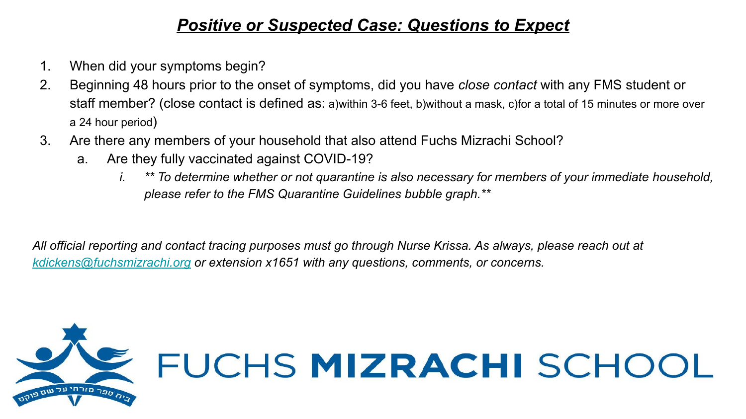## ***Positive or Suspected Case: Questions to Expect***

1. When did your symptoms begin?
2. Beginning 48 hours prior to the onset of symptoms, did you have *close contact* with any FMS student or staff member? (close contact is defined as: a)within 3-6 feet, b)without a mask, c)for a total of 15 minutes or more over a 24 hour period)
3. Are there any members of your household that also attend Fuchs Mizrachi School?
   a. Are they fully vaccinated against COVID-19?
      i. *** To determine whether or not quarantine is also necessary for members of your immediate household, please refer to the FMS Quarantine Guidelines bubble graph.***

*All official reporting and contact tracing purposes must go through Nurse Krissa. As always, please reach out at [kdickens@fuchsmizrachi.org](mailto:kdickens@fuchsmizrachi.org) or extension x1651 with any questions, comments, or concerns.*

בית ספר מזרחי על שם פוקס

FUCHS **MIZRACHI** SCHOOL